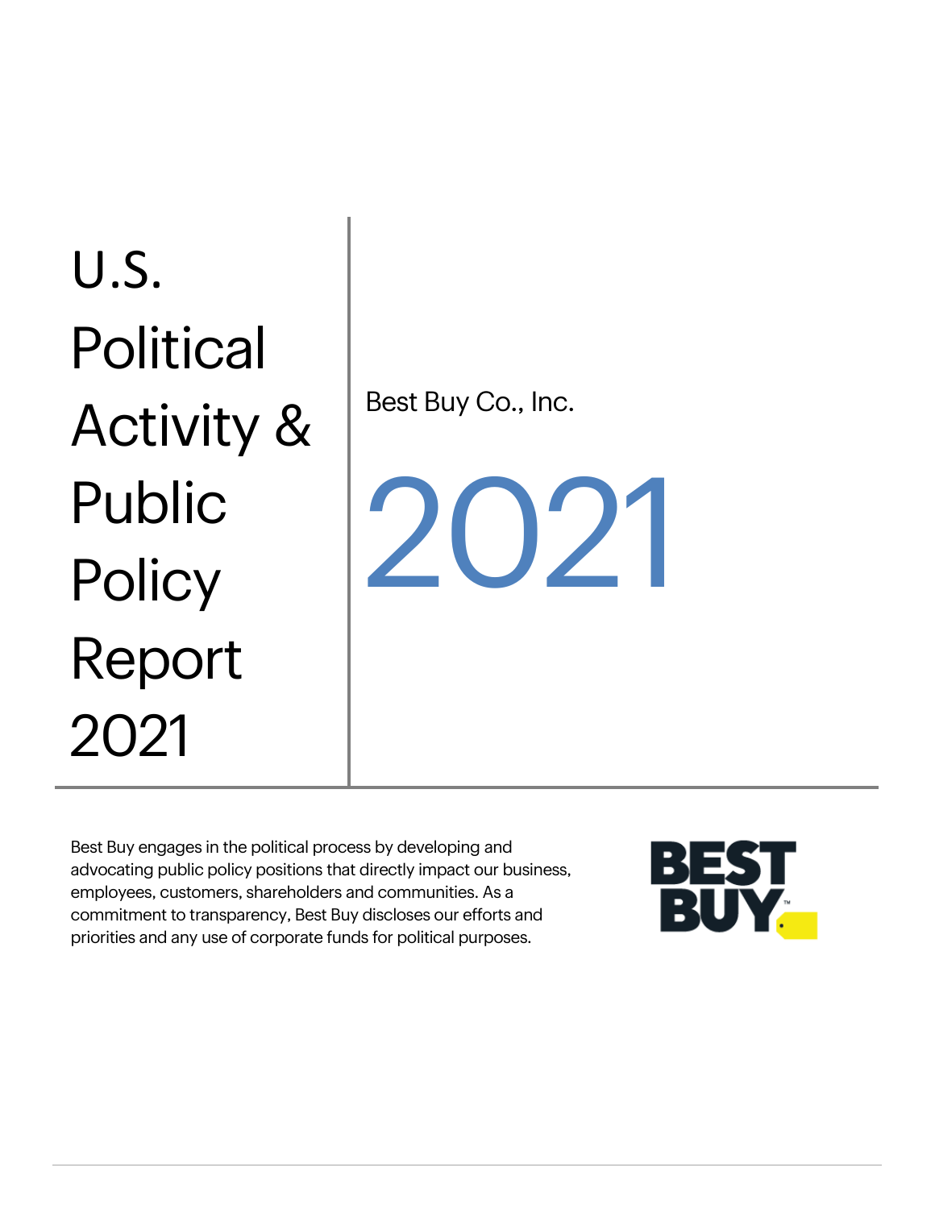# U.S. Political Activity & Public Policy Report 2021

Best Buy Co., Inc.

2021

Best Buy engages in the political process by developing and advocating public policy positions that directly impact our business, employees, customers, shareholders and communities. As a commitment to transparency, Best Buy discloses our efforts and priorities and any use of corporate funds for political purposes.

BEST BUY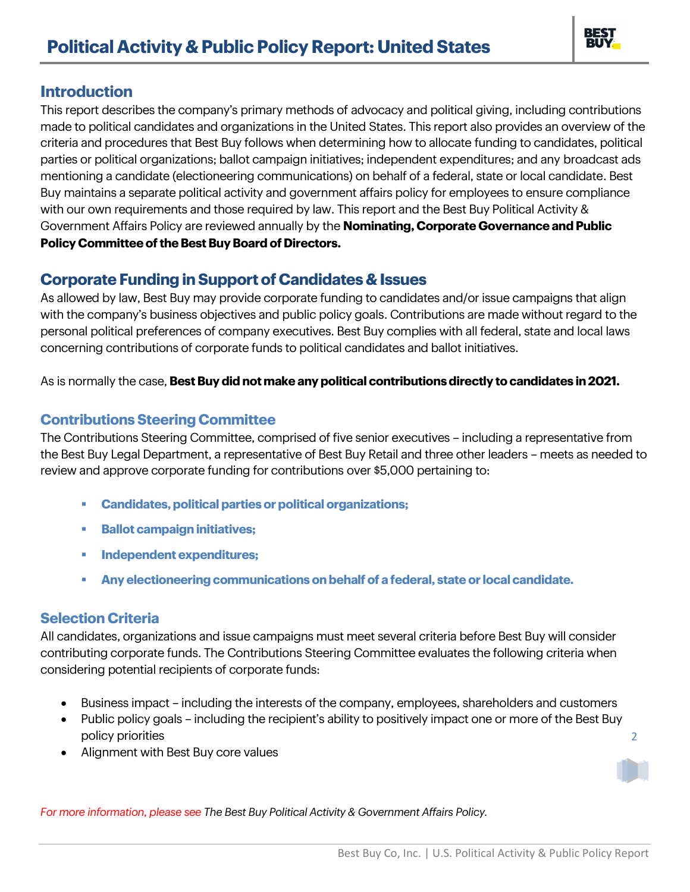# Political Activity & Public Policy Report: United States

## Introduction

This report describes the company's primary methods of advocacy and political giving, including contributions made to political candidates and organizations in the United States. This report also provides an overview of the criteria and procedures that Best Buy follows when determining how to allocate funding to candidates, political parties or political organizations; ballot campaign initiatives; independent expenditures; and any broadcast ads mentioning a candidate (electioneering communications) on behalf of a federal, state or local candidate. Best Buy maintains a separate political activity and government affairs policy for employees to ensure compliance with our own requirements and those required by law. This report and the Best Buy Political Activity & Government Affairs Policy are reviewed annually by the **Nominating, Corporate Governance and Public Policy Committee of the Best Buy Board of Directors.**

## Corporate Funding in Support of Candidates & Issues

As allowed by law, Best Buy may provide corporate funding to candidates and/or issue campaigns that align with the company's business objectives and public policy goals. Contributions are made without regard to the personal political preferences of company executives. Best Buy complies with all federal, state and local laws concerning contributions of corporate funds to political candidates and ballot initiatives.

As is normally the case, **Best Buy did not make any political contributions directly to candidates in 2021.**

### Contributions Steering Committee

The Contributions Steering Committee, comprised of five senior executives – including a representative from the Best Buy Legal Department, a representative of Best Buy Retail and three other leaders – meets as needed to review and approve corporate funding for contributions over $5,000 pertaining to:

- **Candidates, political parties or political organizations;**
- **Ballot campaign initiatives;**
- **Independent expenditures;**
- **Any electioneering communications on behalf of a federal, state or local candidate.**

### Selection Criteria

All candidates, organizations and issue campaigns must meet several criteria before Best Buy will consider contributing corporate funds. The Contributions Steering Committee evaluates the following criteria when considering potential recipients of corporate funds:

- Business impact – including the interests of the company, employees, shareholders and customers
- Public policy goals – including the recipient's ability to positively impact one or more of the Best Buy policy priorities
- Alignment with Best Buy core values

*For more information, please see The Best Buy Political Activity & Government Affairs Policy.*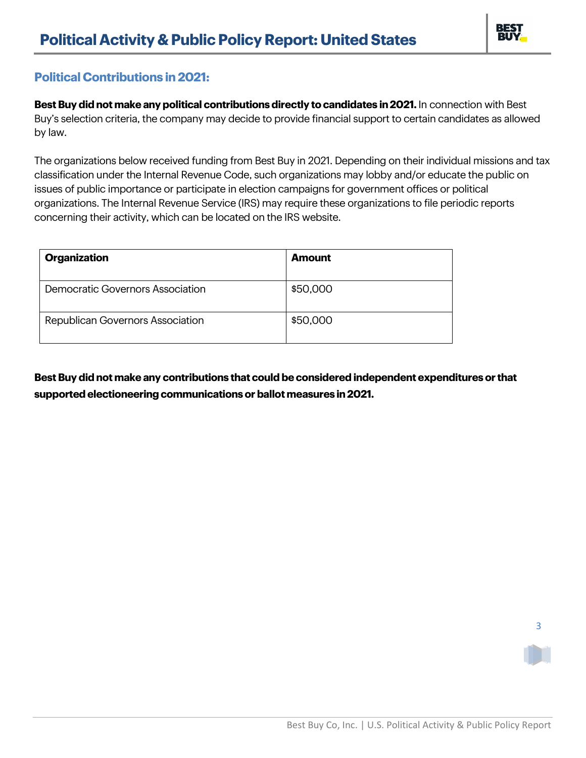## Political Contributions in 2021:

**Best Buy did not make any political contributions directly to candidates in 2021.** In connection with Best Buy's selection criteria, the company may decide to provide financial support to certain candidates as allowed by law.

The organizations below received funding from Best Buy in 2021. Depending on their individual missions and tax classification under the Internal Revenue Code, such organizations may lobby and/or educate the public on issues of public importance or participate in election campaigns for government offices or political organizations. The Internal Revenue Service (IRS) may require these organizations to file periodic reports concerning their activity, which can be located on the IRS website.

| Organization | Amount |
|---|---|
| Democratic Governors Association | $50,000 |
| Republican Governors Association | $50,000 |

**Best Buy did not make any contributions that could be considered independent expenditures or that supported electioneering communications or ballot measures in 2021.**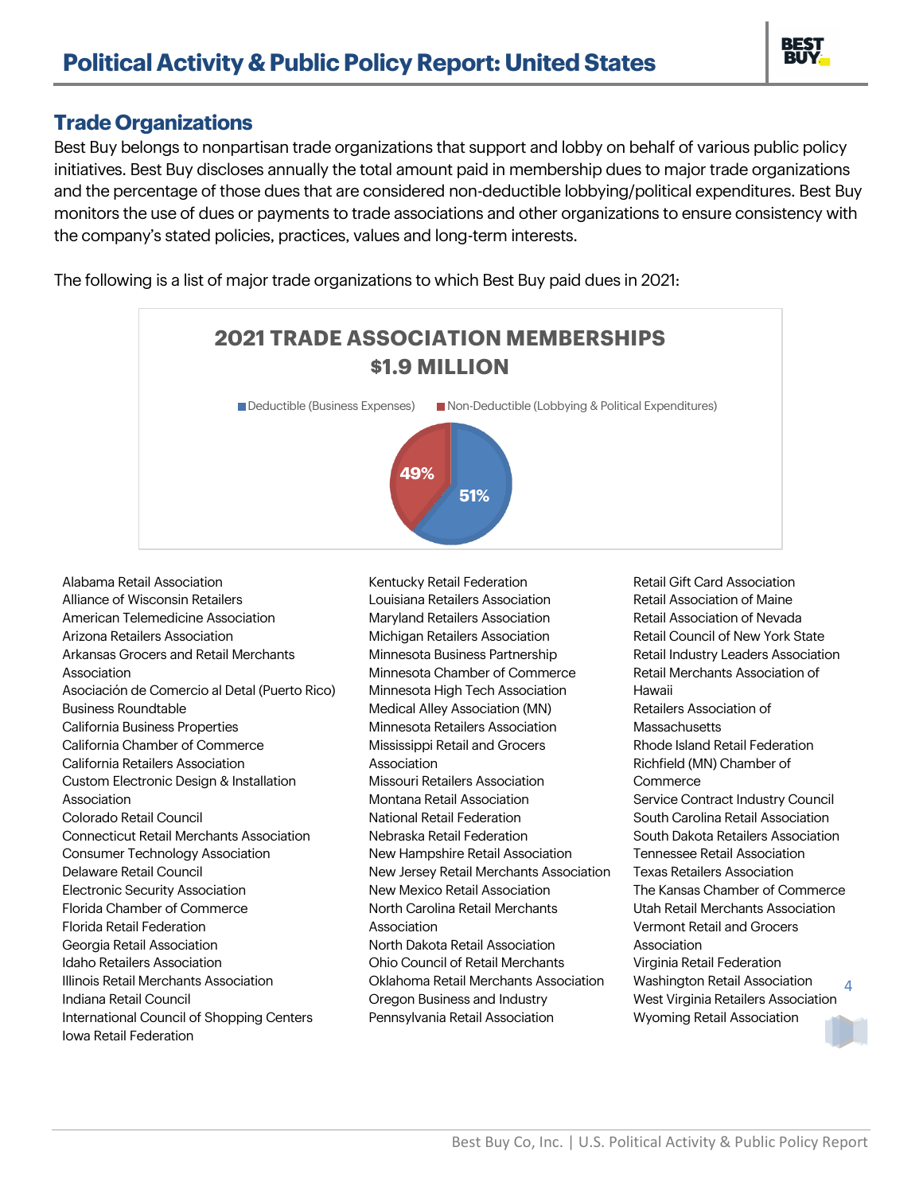## Trade Organizations

Best Buy belongs to nonpartisan trade organizations that support and lobby on behalf of various public policy initiatives. Best Buy discloses annually the total amount paid in membership dues to major trade organizations and the percentage of those dues that are considered non-deductible lobbying/political expenditures. Best Buy monitors the use of dues or payments to trade associations and other organizations to ensure consistency with the company's stated policies, practices, values and long-term interests.

The following is a list of major trade organizations to which Best Buy paid dues in 2021:

**2021 TRADE ASSOCIATION MEMBERSHIPS**
**$1.9 MILLION**

Deductible (Business Expenses): 51%
Non-Deductible (Lobbying & Political Expenditures): 49%

- Alabama Retail Association
- Alliance of Wisconsin Retailers
- American Telemedicine Association
- Arizona Retailers Association
- Arkansas Grocers and Retail Merchants Association
- Asociación de Comercio al Detal (Puerto Rico)
- Business Roundtable
- California Business Properties
- California Chamber of Commerce
- California Retailers Association
- Custom Electronic Design & Installation Association
- Colorado Retail Council
- Connecticut Retail Merchants Association
- Consumer Technology Association
- Delaware Retail Council
- Electronic Security Association
- Florida Chamber of Commerce
- Florida Retail Federation
- Georgia Retail Association
- Idaho Retailers Association
- Illinois Retail Merchants Association
- Indiana Retail Council
- International Council of Shopping Centers
- Iowa Retail Federation
- Kentucky Retail Federation
- Louisiana Retailers Association
- Maryland Retailers Association
- Michigan Retailers Association
- Minnesota Business Partnership
- Minnesota Chamber of Commerce
- Minnesota High Tech Association
- Medical Alley Association (MN)
- Minnesota Retailers Association
- Mississippi Retail and Grocers Association
- Missouri Retailers Association
- Montana Retail Association
- National Retail Federation
- Nebraska Retail Federation
- New Hampshire Retail Association
- New Jersey Retail Merchants Association
- New Mexico Retail Association
- North Carolina Retail Merchants Association
- North Dakota Retail Association
- Ohio Council of Retail Merchants
- Oklahoma Retail Merchants Association
- Oregon Business and Industry
- Pennsylvania Retail Association
- Retail Gift Card Association
- Retail Association of Maine
- Retail Association of Nevada
- Retail Council of New York State
- Retail Industry Leaders Association
- Retail Merchants Association of Hawaii
- Retailers Association of Massachusetts
- Rhode Island Retail Federation
- Richfield (MN) Chamber of Commerce
- Service Contract Industry Council
- South Carolina Retail Association
- South Dakota Retailers Association
- Tennessee Retail Association
- Texas Retailers Association
- The Kansas Chamber of Commerce
- Utah Retail Merchants Association
- Vermont Retail and Grocers Association
- Virginia Retail Federation
- Washington Retail Association
- West Virginia Retailers Association
- Wyoming Retail Association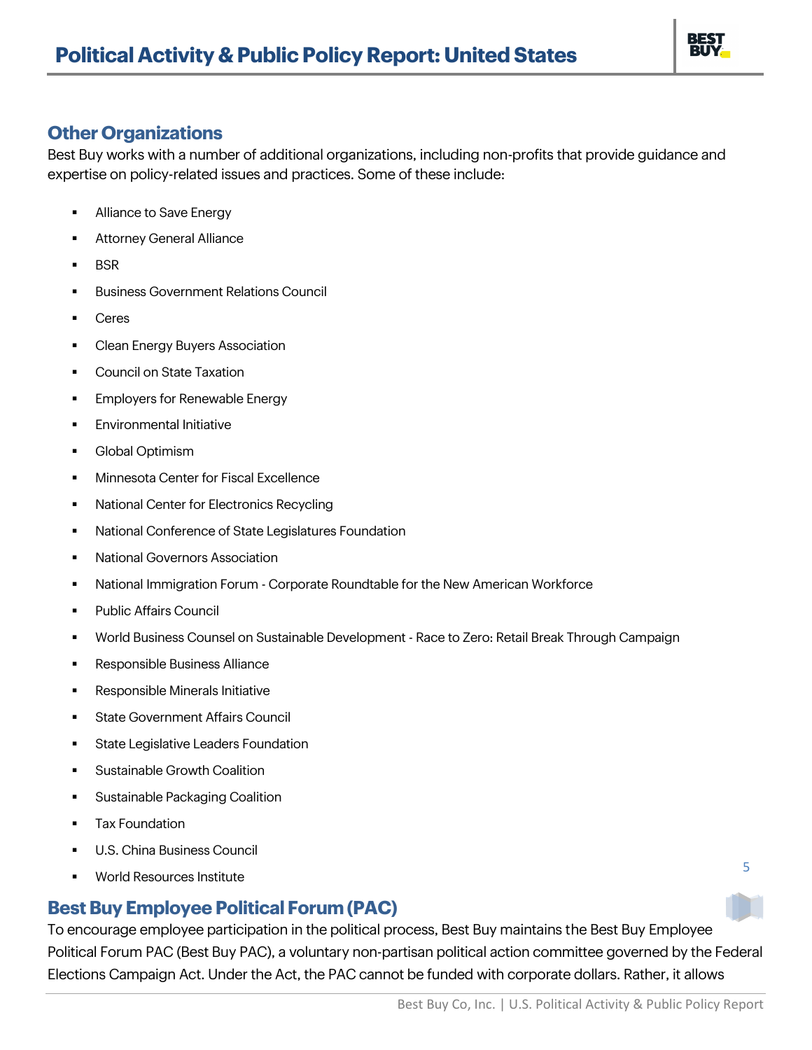## Other Organizations

Best Buy works with a number of additional organizations, including non-profits that provide guidance and expertise on policy-related issues and practices. Some of these include:

- Alliance to Save Energy
- Attorney General Alliance
- BSR
- Business Government Relations Council
- Ceres
- Clean Energy Buyers Association
- Council on State Taxation
- Employers for Renewable Energy
- Environmental Initiative
- Global Optimism
- Minnesota Center for Fiscal Excellence
- National Center for Electronics Recycling
- National Conference of State Legislatures Foundation
- National Governors Association
- National Immigration Forum - Corporate Roundtable for the New American Workforce
- Public Affairs Council
- World Business Counsel on Sustainable Development - Race to Zero: Retail Break Through Campaign
- Responsible Business Alliance
- Responsible Minerals Initiative
- State Government Affairs Council
- State Legislative Leaders Foundation
- Sustainable Growth Coalition
- Sustainable Packaging Coalition
- Tax Foundation
- U.S. China Business Council
- World Resources Institute

## Best Buy Employee Political Forum (PAC)

To encourage employee participation in the political process, Best Buy maintains the Best Buy Employee Political Forum PAC (Best Buy PAC), a voluntary non-partisan political action committee governed by the Federal Elections Campaign Act. Under the Act, the PAC cannot be funded with corporate dollars. Rather, it allows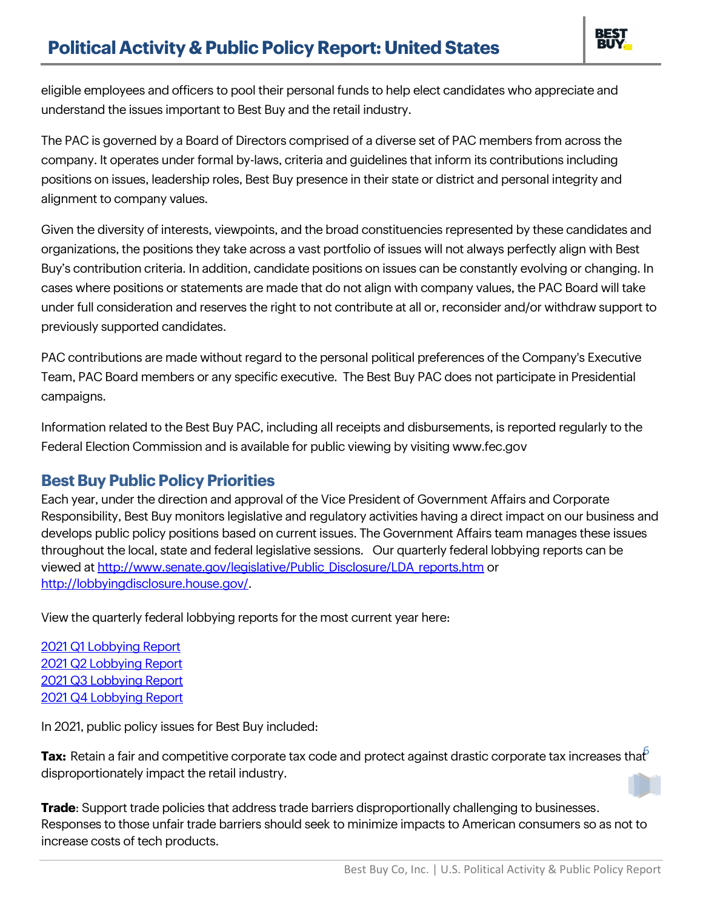eligible employees and officers to pool their personal funds to help elect candidates who appreciate and understand the issues important to Best Buy and the retail industry.

The PAC is governed by a Board of Directors comprised of a diverse set of PAC members from across the company. It operates under formal by-laws, criteria and guidelines that inform its contributions including positions on issues, leadership roles, Best Buy presence in their state or district and personal integrity and alignment to company values.

Given the diversity of interests, viewpoints, and the broad constituencies represented by these candidates and organizations, the positions they take across a vast portfolio of issues will not always perfectly align with Best Buy's contribution criteria. In addition, candidate positions on issues can be constantly evolving or changing. In cases where positions or statements are made that do not align with company values, the PAC Board will take under full consideration and reserves the right to not contribute at all or, reconsider and/or withdraw support to previously supported candidates.

PAC contributions are made without regard to the personal political preferences of the Company's Executive Team, PAC Board members or any specific executive. The Best Buy PAC does not participate in Presidential campaigns.

Information related to the Best Buy PAC, including all receipts and disbursements, is reported regularly to the Federal Election Commission and is available for public viewing by visiting www.fec.gov

## Best Buy Public Policy Priorities

Each year, under the direction and approval of the Vice President of Government Affairs and Corporate Responsibility, Best Buy monitors legislative and regulatory activities having a direct impact on our business and develops public policy positions based on current issues. The Government Affairs team manages these issues throughout the local, state and federal legislative sessions. Our quarterly federal lobbying reports can be viewed at http://www.senate.gov/legislative/Public_Disclosure/LDA_reports.htm or http://lobbyingdisclosure.house.gov/.

View the quarterly federal lobbying reports for the most current year here:

2021 Q1 Lobbying Report
2021 Q2 Lobbying Report
2021 Q3 Lobbying Report
2021 Q4 Lobbying Report

In 2021, public policy issues for Best Buy included:

**Tax:** Retain a fair and competitive corporate tax code and protect against drastic corporate tax increases that disproportionately impact the retail industry.

**Trade**: Support trade policies that address trade barriers disproportionally challenging to businesses. Responses to those unfair trade barriers should seek to minimize impacts to American consumers so as not to increase costs of tech products.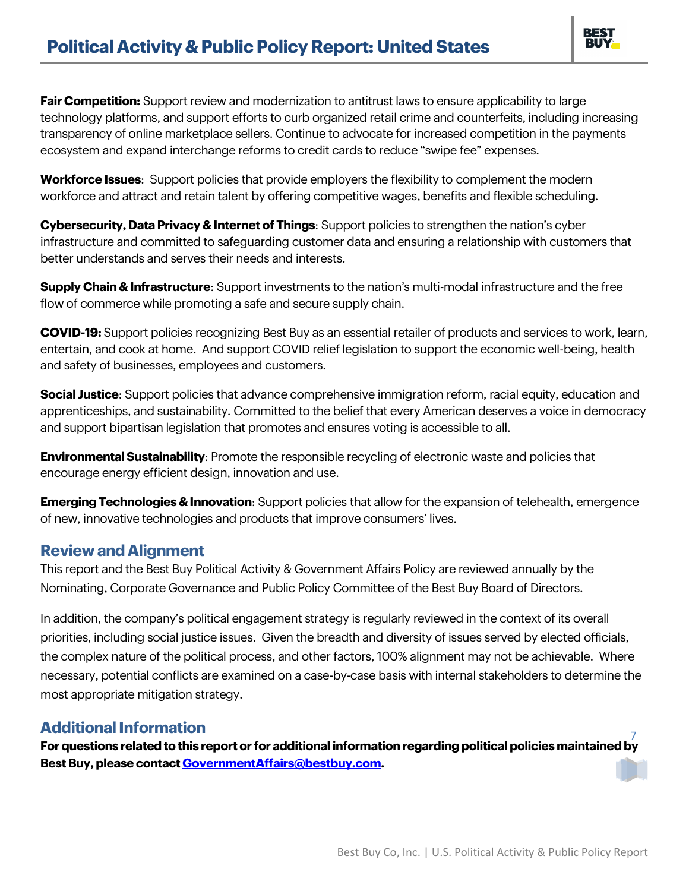**Fair Competition:** Support review and modernization to antitrust laws to ensure applicability to large technology platforms, and support efforts to curb organized retail crime and counterfeits, including increasing transparency of online marketplace sellers. Continue to advocate for increased competition in the payments ecosystem and expand interchange reforms to credit cards to reduce "swipe fee" expenses.

**Workforce Issues**: Support policies that provide employers the flexibility to complement the modern workforce and attract and retain talent by offering competitive wages, benefits and flexible scheduling.

**Cybersecurity, Data Privacy & Internet of Things**: Support policies to strengthen the nation's cyber infrastructure and committed to safeguarding customer data and ensuring a relationship with customers that better understands and serves their needs and interests.

**Supply Chain & Infrastructure**: Support investments to the nation's multi-modal infrastructure and the free flow of commerce while promoting a safe and secure supply chain.

**COVID-19:** Support policies recognizing Best Buy as an essential retailer of products and services to work, learn, entertain, and cook at home. And support COVID relief legislation to support the economic well-being, health and safety of businesses, employees and customers.

**Social Justice**: Support policies that advance comprehensive immigration reform, racial equity, education and apprenticeships, and sustainability. Committed to the belief that every American deserves a voice in democracy and support bipartisan legislation that promotes and ensures voting is accessible to all.

**Environmental Sustainability**: Promote the responsible recycling of electronic waste and policies that encourage energy efficient design, innovation and use.

**Emerging Technologies & Innovation**: Support policies that allow for the expansion of telehealth, emergence of new, innovative technologies and products that improve consumers' lives.

## Review and Alignment

This report and the Best Buy Political Activity & Government Affairs Policy are reviewed annually by the Nominating, Corporate Governance and Public Policy Committee of the Best Buy Board of Directors.

In addition, the company's political engagement strategy is regularly reviewed in the context of its overall priorities, including social justice issues. Given the breadth and diversity of issues served by elected officials, the complex nature of the political process, and other factors, 100% alignment may not be achievable. Where necessary, potential conflicts are examined on a case-by-case basis with internal stakeholders to determine the most appropriate mitigation strategy.

## Additional Information

**For questions related to this report or for additional information regarding political policies maintained by Best Buy, please contact GovernmentAffairs@bestbuy.com.**